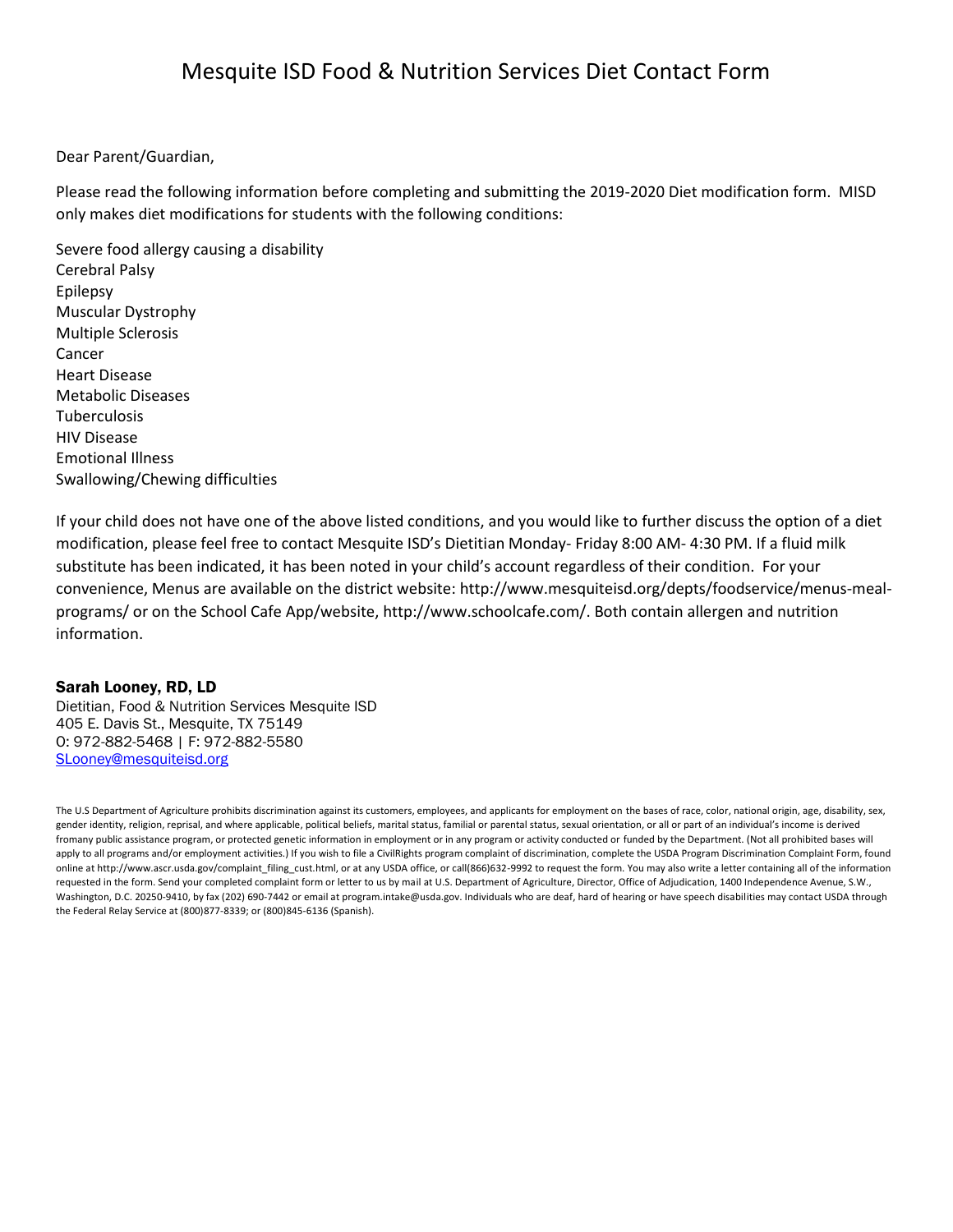# Mesquite ISD Food & Nutrition Services Diet Contact Form

Dear Parent/Guardian,

Please read the following information before completing and submitting the 2019-2020 Diet modification form. MISD only makes diet modifications for students with the following conditions:

Severe food allergy causing a disability
Cerebral Palsy
Epilepsy
Muscular Dystrophy
Multiple Sclerosis
Cancer
Heart Disease
Metabolic Diseases
Tuberculosis
HIV Disease
Emotional Illness
Swallowing/Chewing difficulties

If your child does not have one of the above listed conditions, and you would like to further discuss the option of a diet modification, please feel free to contact Mesquite ISD's Dietitian Monday- Friday 8:00 AM- 4:30 PM. If a fluid milk substitute has been indicated, it has been noted in your child's account regardless of their condition. For your convenience, Menus are available on the district website: http://www.mesquiteisd.org/depts/foodservice/menus-meal-programs/ or on the School Cafe App/website, http://www.schoolcafe.com/. Both contain allergen and nutrition information.

**Sarah Looney, RD, LD**
Dietitian, Food & Nutrition Services Mesquite ISD
405 E. Davis St., Mesquite, TX 75149
O: 972-882-5468 | F: 972-882-5580
SLooney@mesquiteisd.org

The U.S Department of Agriculture prohibits discrimination against its customers, employees, and applicants for employment on the bases of race, color, national origin, age, disability, sex, gender identity, religion, reprisal, and where applicable, political beliefs, marital status, familial or parental status, sexual orientation, or all or part of an individual's income is derived fromany public assistance program, or protected genetic information in employment or in any program or activity conducted or funded by the Department. (Not all prohibited bases will apply to all programs and/or employment activities.) If you wish to file a CivilRights program complaint of discrimination, complete the USDA Program Discrimination Complaint Form, found online at http://www.ascr.usda.gov/complaint_filing_cust.html, or at any USDA office, or call(866)632-9992 to request the form. You may also write a letter containing all of the information requested in the form. Send your completed complaint form or letter to us by mail at U.S. Department of Agriculture, Director, Office of Adjudication, 1400 Independence Avenue, S.W., Washington, D.C. 20250-9410, by fax (202) 690-7442 or email at program.intake@usda.gov. Individuals who are deaf, hard of hearing or have speech disabilities may contact USDA through the Federal Relay Service at (800)877-8339; or (800)845-6136 (Spanish).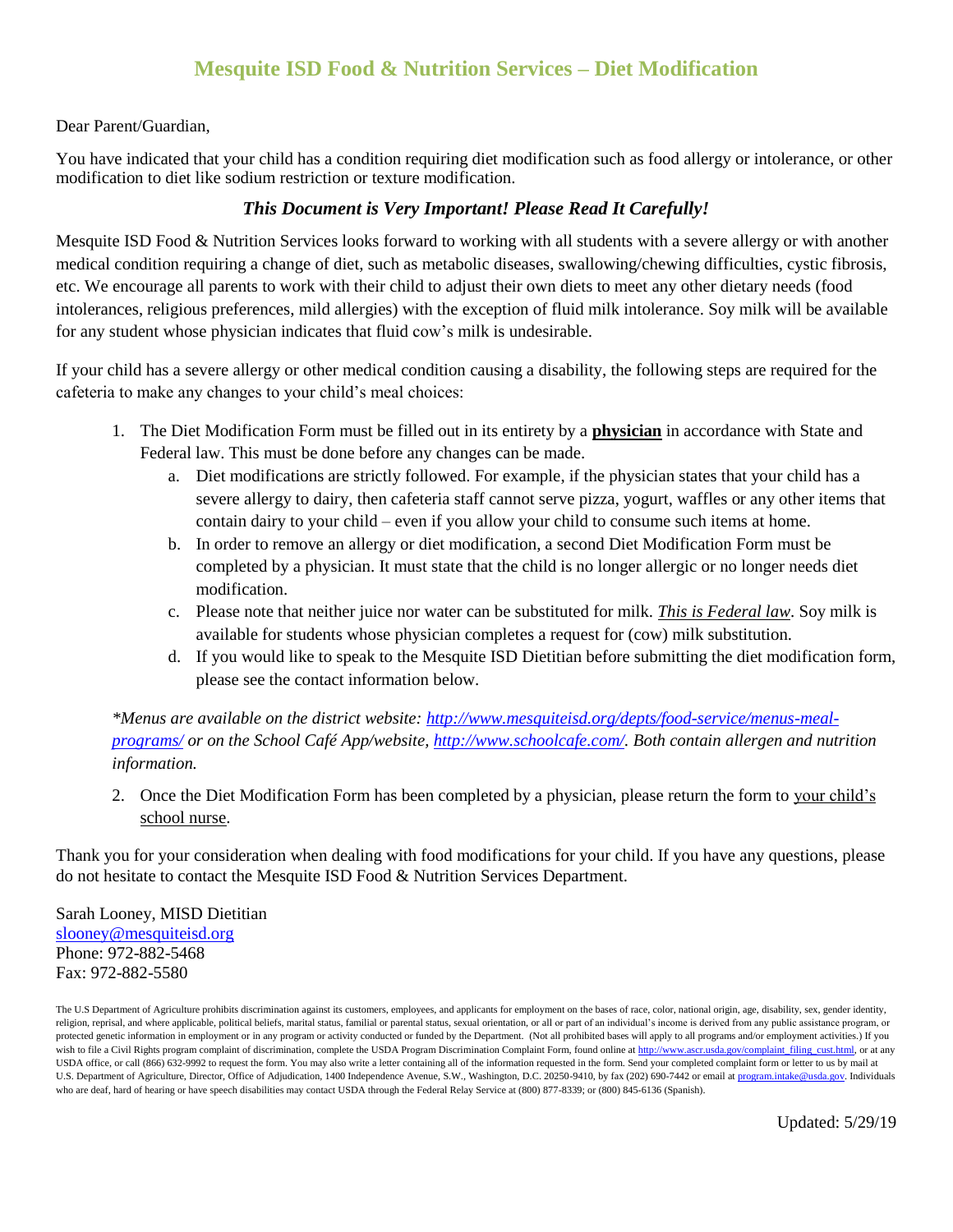# Mesquite ISD Food & Nutrition Services – Diet Modification

Dear Parent/Guardian,

You have indicated that your child has a condition requiring diet modification such as food allergy or intolerance, or other modification to diet like sodium restriction or texture modification.

***This Document is Very Important! Please Read It Carefully!***

Mesquite ISD Food & Nutrition Services looks forward to working with all students with a severe allergy or with another medical condition requiring a change of diet, such as metabolic diseases, swallowing/chewing difficulties, cystic fibrosis, etc. We encourage all parents to work with their child to adjust their own diets to meet any other dietary needs (food intolerances, religious preferences, mild allergies) with the exception of fluid milk intolerance. Soy milk will be available for any student whose physician indicates that fluid cow's milk is undesirable.

If your child has a severe allergy or other medical condition causing a disability, the following steps are required for the cafeteria to make any changes to your child's meal choices:

1. The Diet Modification Form must be filled out in its entirety by a **physician** in accordance with State and Federal law. This must be done before any changes can be made.
   a. Diet modifications are strictly followed. For example, if the physician states that your child has a severe allergy to dairy, then cafeteria staff cannot serve pizza, yogurt, waffles or any other items that contain dairy to your child – even if you allow your child to consume such items at home.
   b. In order to remove an allergy or diet modification, a second Diet Modification Form must be completed by a physician. It must state that the child is no longer allergic or no longer needs diet modification.
   c. Please note that neither juice nor water can be substituted for milk. *This is Federal law*. Soy milk is available for students whose physician completes a request for (cow) milk substitution.
   d. If you would like to speak to the Mesquite ISD Dietitian before submitting the diet modification form, please see the contact information below.

*\*Menus are available on the district website: http://www.mesquiteisd.org/depts/food-service/menus-meal-programs/ or on the School Café App/website, http://www.schoolcafe.com/. Both contain allergen and nutrition information.*

2. Once the Diet Modification Form has been completed by a physician, please return the form to your child's school nurse.

Thank you for your consideration when dealing with food modifications for your child. If you have any questions, please do not hesitate to contact the Mesquite ISD Food & Nutrition Services Department.

Sarah Looney, MISD Dietitian
slooney@mesquiteisd.org
Phone: 972-882-5468
Fax: 972-882-5580

The U.S Department of Agriculture prohibits discrimination against its customers, employees, and applicants for employment on the bases of race, color, national origin, age, disability, sex, gender identity, religion, reprisal, and where applicable, political beliefs, marital status, familial or parental status, sexual orientation, or all or part of an individual's income is derived from any public assistance program, or protected genetic information in employment or in any program or activity conducted or funded by the Department. (Not all prohibited bases will apply to all programs and/or employment activities.) If you wish to file a Civil Rights program complaint of discrimination, complete the USDA Program Discrimination Complaint Form, found online at http://www.ascr.usda.gov/complaint_filing_cust.html, or at any USDA office, or call (866) 632-9992 to request the form. You may also write a letter containing all of the information requested in the form. Send your completed complaint form or letter to us by mail at U.S. Department of Agriculture, Director, Office of Adjudication, 1400 Independence Avenue, S.W., Washington, D.C. 20250-9410, by fax (202) 690-7442 or email at program.intake@usda.gov. Individuals who are deaf, hard of hearing or have speech disabilities may contact USDA through the Federal Relay Service at (800) 877-8339; or (800) 845-6136 (Spanish).

Updated: 5/29/19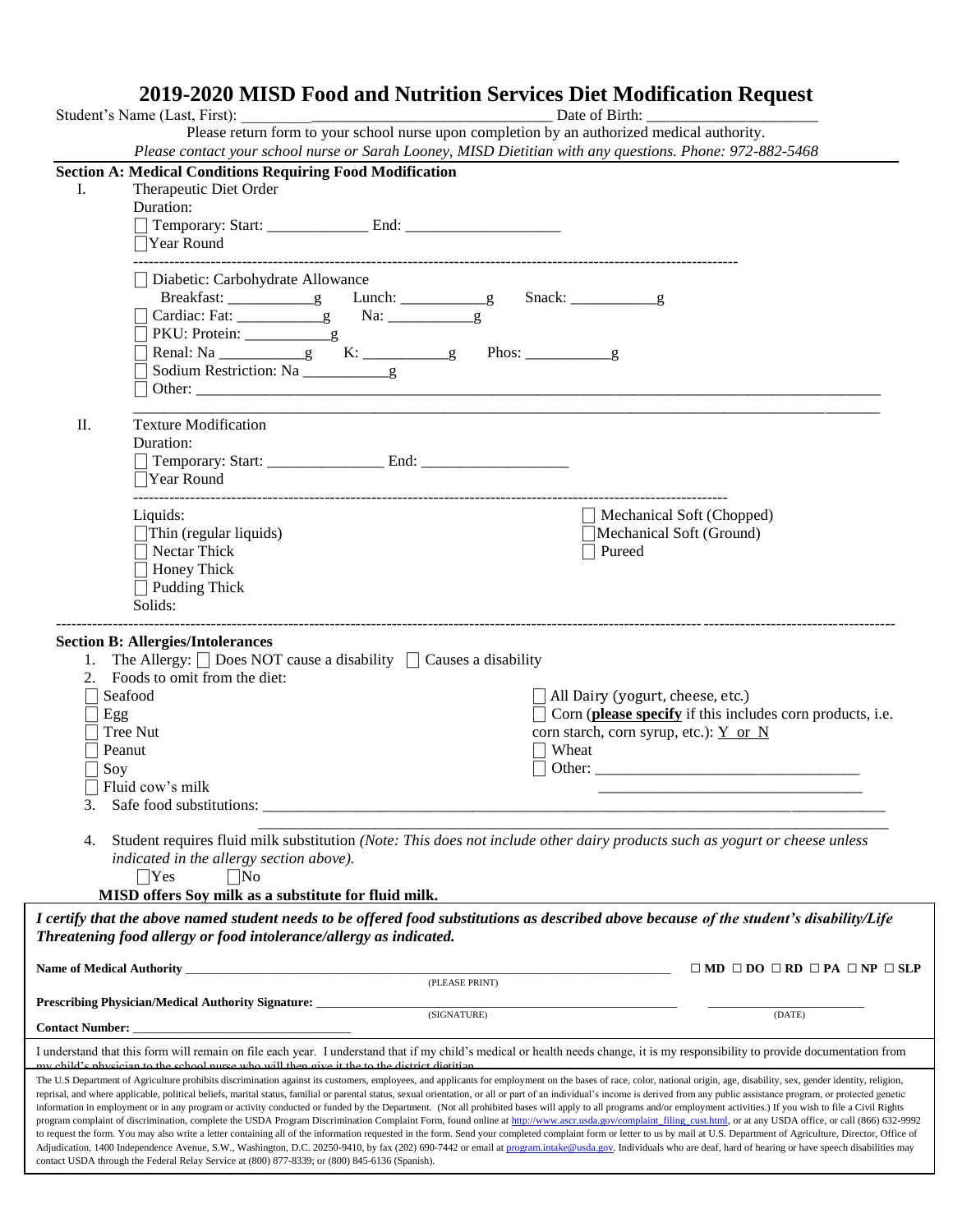# 2019-2020 MISD Food and Nutrition Services Diet Modification Request

Student's Name (Last, First): ________________________________________ Date of Birth: ____________________

Please return form to your school nurse upon completion by an authorized medical authority.

*Please contact your school nurse or Sarah Looney, MISD Dietitian with any questions. Phone: 972-882-5468*

## Section A: Medical Conditions Requiring Food Modification

I. Therapeutic Diet Order

Duration:

☐ Temporary: Start: ____________ End: ____________________

☐ Year Round

☐ Diabetic: Carbohydrate Allowance

Breakfast: __________g Lunch: __________g Snack: __________g

☐ Cardiac: Fat: __________g Na: __________g

☐ PKU: Protein: __________g

☐ Renal: Na __________g K: __________g Phos: __________g

☐ Sodium Restriction: Na __________g

☐ Other: ______________________________________________________________________________

______________________________________________________________________________

II. Texture Modification

Duration:

☐ Temporary: Start: ______________ End: __________________

☐ Year Round

Liquids:

☐ Thin (regular liquids)

☐ Nectar Thick

☐ Honey Thick

☐ Pudding Thick

Solids:

☐ Mechanical Soft (Chopped)

☐ Mechanical Soft (Ground)

☐ Pureed

## Section B: Allergies/Intolerances

1. The Allergy: ☐ Does NOT cause a disability ☐ Causes a disability
2. Foods to omit from the diet:

☐ Seafood

☐ Egg

☐ Tree Nut

☐ Peanut

☐ Soy

☐ Fluid cow's milk

☐ All Dairy (yogurt, cheese, etc.)

☐ Corn (**please specify** if this includes corn products, i.e. corn starch, corn syrup, etc.): Y or N

☐ Wheat

☐ Other: __________________________________

__________________________________

3. Safe food substitutions: ______________________________________________________________________________

______________________________________________________________________________

4. Student requires fluid milk substitution *(Note: This does not include other dairy products such as yogurt or cheese unless indicated in the allergy section above).*

☐ Yes ☐ No

**MISD offers Soy milk as a substitute for fluid milk.**

***I certify that the above named student needs to be offered food substitutions as described above because of the student's disability/Life Threatening food allergy or food intolerance/allergy as indicated.***

**Name of Medical Authority** ______________________________________________________ ☐ **MD** ☐ **DO** ☐ **RD** ☐ **PA** ☐ **NP** ☐ **SLP**

(PLEASE PRINT)

**Prescribing Physician/Medical Authority Signature:** ______________________________________ ____________________

(SIGNATURE) (DATE)

**Contact Number:** ______________________________

I understand that this form will remain on file each year. I understand that if my child's medical or health needs change, it is my responsibility to provide documentation from my child's physician to the school nurse who will then give it the to the district dietitian.

The U.S Department of Agriculture prohibits discrimination against its customers, employees, and applicants for employment on the bases of race, color, national origin, age, disability, sex, gender identity, religion, reprisal, and where applicable, political beliefs, marital status, familial or parental status, sexual orientation, or all or part of an individual's income is derived from any public assistance program, or protected genetic information in employment or in any program or activity conducted or funded by the Department. (Not all prohibited bases will apply to all programs and/or employment activities.) If you wish to file a Civil Rights program complaint of discrimination, complete the USDA Program Discrimination Complaint Form, found online at http://www.ascr.usda.gov/complaint_filing_cust.html, or at any USDA office, or call (866) 632-9992 to request the form. You may also write a letter containing all of the information requested in the form. Send your completed complaint form or letter to us by mail at U.S. Department of Agriculture, Director, Office of Adjudication, 1400 Independence Avenue, S.W., Washington, D.C. 20250-9410, by fax (202) 690-7442 or email at program.intake@usda.gov. Individuals who are deaf, hard of hearing or have speech disabilities may contact USDA through the Federal Relay Service at (800) 877-8339; or (800) 845-6136 (Spanish).